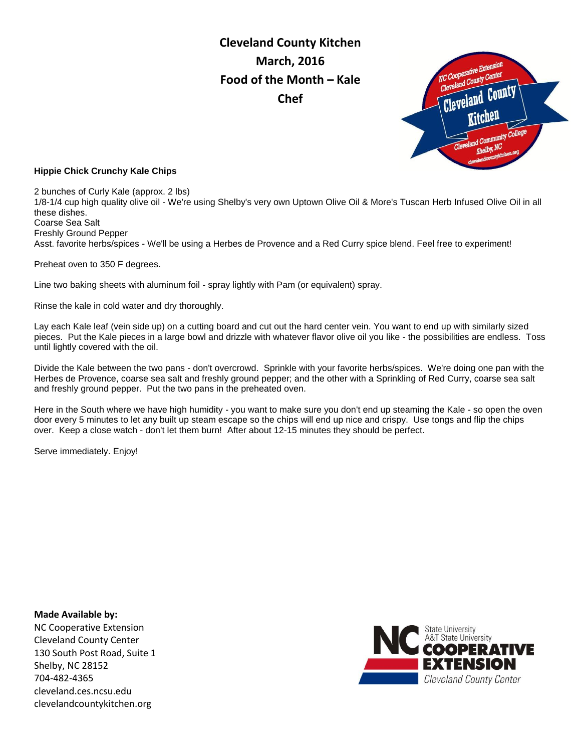# Cleveland County Kitchen
# March, 2016
# Food of the Month – Kale
# Chef

**Hippie Chick Crunchy Kale Chips**

2 bunches of Curly Kale (approx. 2 lbs)
1/8-1/4 cup high quality olive oil - We're using Shelby's very own Uptown Olive Oil & More's Tuscan Herb Infused Olive Oil in all these dishes.
Coarse Sea Salt
Freshly Ground Pepper
Asst. favorite herbs/spices - We'll be using a Herbes de Provence and a Red Curry spice blend. Feel free to experiment!

Preheat oven to 350 F degrees.

Line two baking sheets with aluminum foil - spray lightly with Pam (or equivalent) spray.

Rinse the kale in cold water and dry thoroughly.

Lay each Kale leaf (vein side up) on a cutting board and cut out the hard center vein. You want to end up with similarly sized pieces. Put the Kale pieces in a large bowl and drizzle with whatever flavor olive oil you like - the possibilities are endless. Toss until lightly covered with the oil.

Divide the Kale between the two pans - don't overcrowd. Sprinkle with your favorite herbs/spices. We're doing one pan with the Herbes de Provence, coarse sea salt and freshly ground pepper; and the other with a Sprinkling of Red Curry, coarse sea salt and freshly ground pepper. Put the two pans in the preheated oven.

Here in the South where we have high humidity - you want to make sure you don't end up steaming the Kale - so open the oven door every 5 minutes to let any built up steam escape so the chips will end up nice and crispy. Use tongs and flip the chips over. Keep a close watch - don't let them burn! After about 12-15 minutes they should be perfect.

Serve immediately. Enjoy!

**Made Available by:**
NC Cooperative Extension
Cleveland County Center
130 South Post Road, Suite 1
Shelby, NC 28152
704-482-4365
cleveland.ces.ncsu.edu
clevelandcountykitchen.org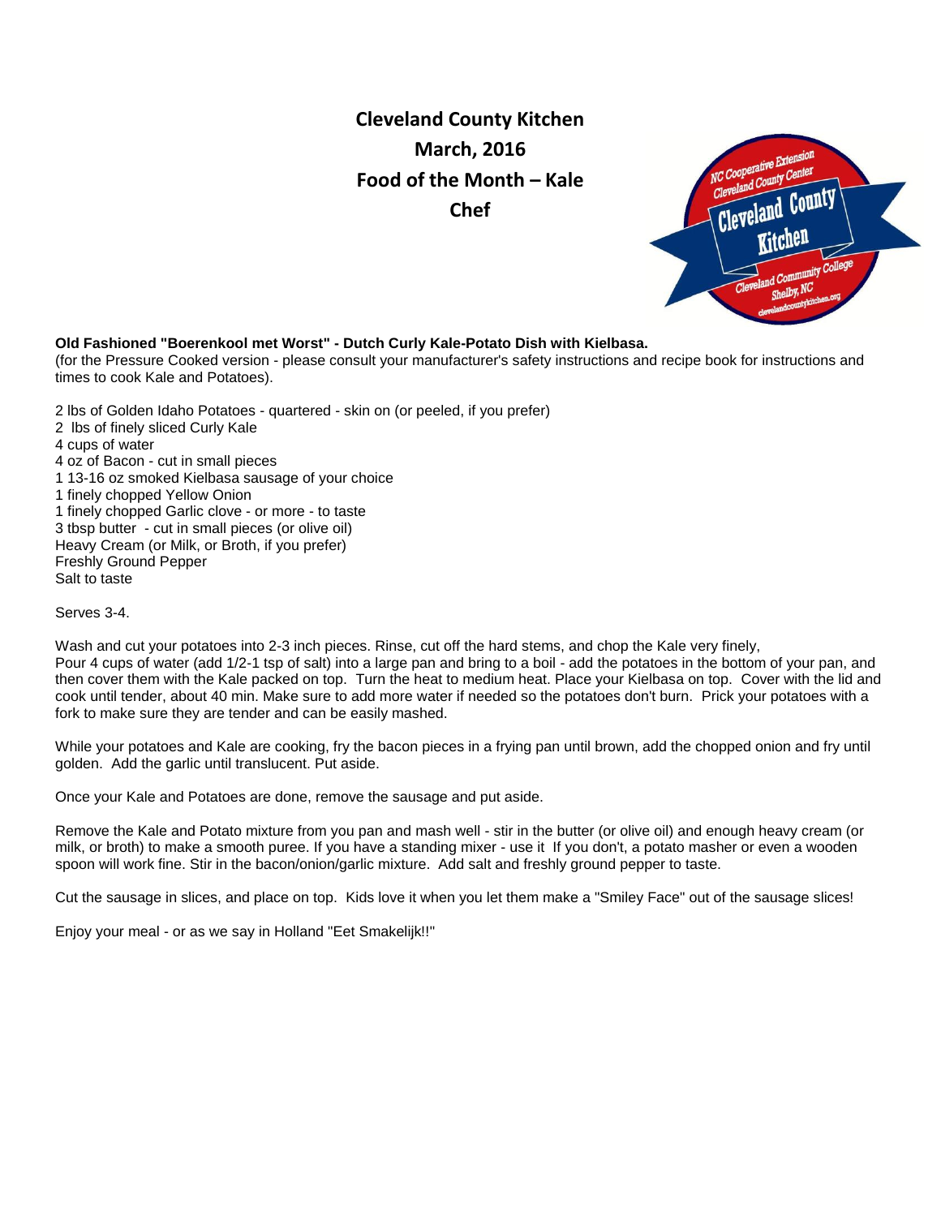# Cleveland County Kitchen

## March, 2016

## Food of the Month – Kale

## Chef

**Old Fashioned "Boerenkool met Worst" - Dutch Curly Kale-Potato Dish with Kielbasa.**
(for the Pressure Cooked version - please consult your manufacturer's safety instructions and recipe book for instructions and times to cook Kale and Potatoes).

2 lbs of Golden Idaho Potatoes - quartered - skin on (or peeled, if you prefer)
2 lbs of finely sliced Curly Kale
4 cups of water
4 oz of Bacon - cut in small pieces
1 13-16 oz smoked Kielbasa sausage of your choice
1 finely chopped Yellow Onion
1 finely chopped Garlic clove - or more - to taste
3 tbsp butter - cut in small pieces (or olive oil)
Heavy Cream (or Milk, or Broth, if you prefer)
Freshly Ground Pepper
Salt to taste

Serves 3-4.

Wash and cut your potatoes into 2-3 inch pieces. Rinse, cut off the hard stems, and chop the Kale very finely,
Pour 4 cups of water (add 1/2-1 tsp of salt) into a large pan and bring to a boil - add the potatoes in the bottom of your pan, and then cover them with the Kale packed on top. Turn the heat to medium heat. Place your Kielbasa on top. Cover with the lid and cook until tender, about 40 min. Make sure to add more water if needed so the potatoes don't burn. Prick your potatoes with a fork to make sure they are tender and can be easily mashed.

While your potatoes and Kale are cooking, fry the bacon pieces in a frying pan until brown, add the chopped onion and fry until golden. Add the garlic until translucent. Put aside.

Once your Kale and Potatoes are done, remove the sausage and put aside.

Remove the Kale and Potato mixture from you pan and mash well - stir in the butter (or olive oil) and enough heavy cream (or milk, or broth) to make a smooth puree. If you have a standing mixer - use it If you don't, a potato masher or even a wooden spoon will work fine. Stir in the bacon/onion/garlic mixture. Add salt and freshly ground pepper to taste.

Cut the sausage in slices, and place on top. Kids love it when you let them make a "Smiley Face" out of the sausage slices!

Enjoy your meal - or as we say in Holland "Eet Smakelijk!!"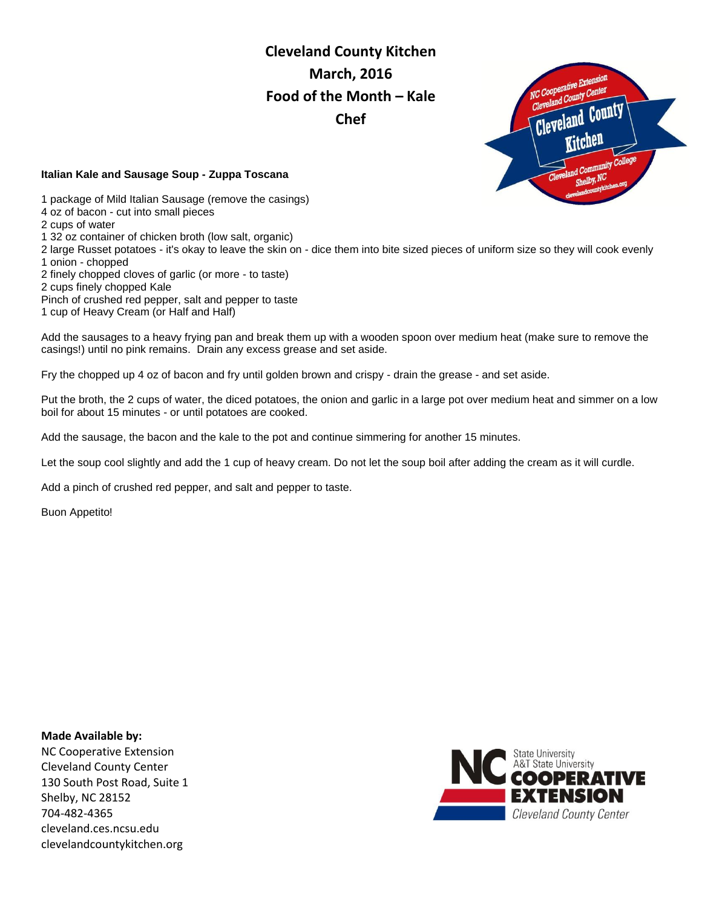# Cleveland County Kitchen
## March, 2016
## Food of the Month – Kale
## Chef

**Italian Kale and Sausage Soup - Zuppa Toscana**

1 package of Mild Italian Sausage (remove the casings)
4 oz of bacon - cut into small pieces
2 cups of water
1 32 oz container of chicken broth (low salt, organic)
2 large Russet potatoes - it's okay to leave the skin on - dice them into bite sized pieces of uniform size so they will cook evenly
1 onion - chopped
2 finely chopped cloves of garlic (or more - to taste)
2 cups finely chopped Kale
Pinch of crushed red pepper, salt and pepper to taste
1 cup of Heavy Cream (or Half and Half)

Add the sausages to a heavy frying pan and break them up with a wooden spoon over medium heat (make sure to remove the casings!) until no pink remains. Drain any excess grease and set aside.

Fry the chopped up 4 oz of bacon and fry until golden brown and crispy - drain the grease - and set aside.

Put the broth, the 2 cups of water, the diced potatoes, the onion and garlic in a large pot over medium heat and simmer on a low boil for about 15 minutes - or until potatoes are cooked.

Add the sausage, the bacon and the kale to the pot and continue simmering for another 15 minutes.

Let the soup cool slightly and add the 1 cup of heavy cream. Do not let the soup boil after adding the cream as it will curdle.

Add a pinch of crushed red pepper, and salt and pepper to taste.

Buon Appetito!

**Made Available by:**
NC Cooperative Extension
Cleveland County Center
130 South Post Road, Suite 1
Shelby, NC 28152
704-482-4365
cleveland.ces.ncsu.edu
clevelandcountykitchen.org